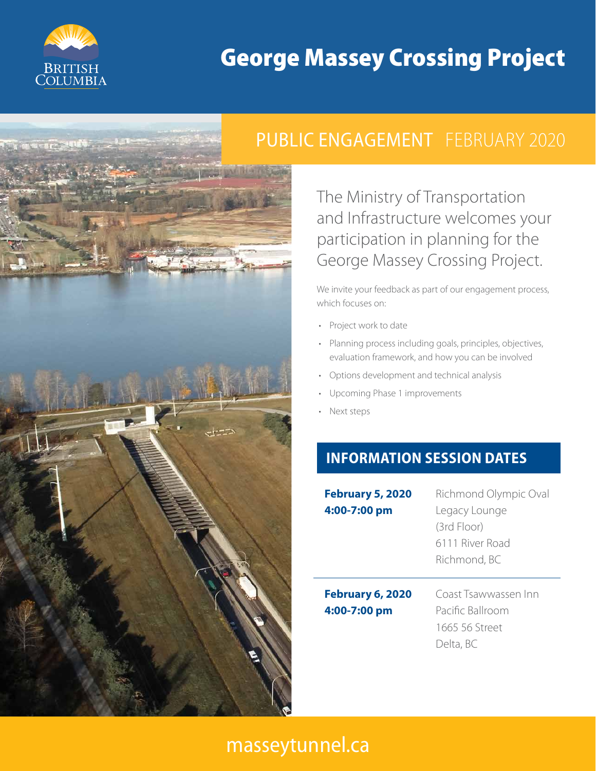BRITISH COLUMBIA

# George Massey Crossing Project

## PUBLIC ENGAGEMENT FEBRUARY 2020

The Ministry of Transportation and Infrastructure welcomes your participation in planning for the George Massey Crossing Project.

We invite your feedback as part of our engagement process, which focuses on:

- Project work to date
- Planning process including goals, principles, objectives, evaluation framework, and how you can be involved
- Options development and technical analysis
- Upcoming Phase 1 improvements
- Next steps

## INFORMATION SESSION DATES

**February 5, 2020**
**4:00-7:00 pm**

Richmond Olympic Oval
Legacy Lounge
(3rd Floor)
6111 River Road
Richmond, BC

**February 6, 2020**
**4:00-7:00 pm**

Coast Tsawwassen Inn
Pacific Ballroom
1665 56 Street
Delta, BC

masseytunnel.ca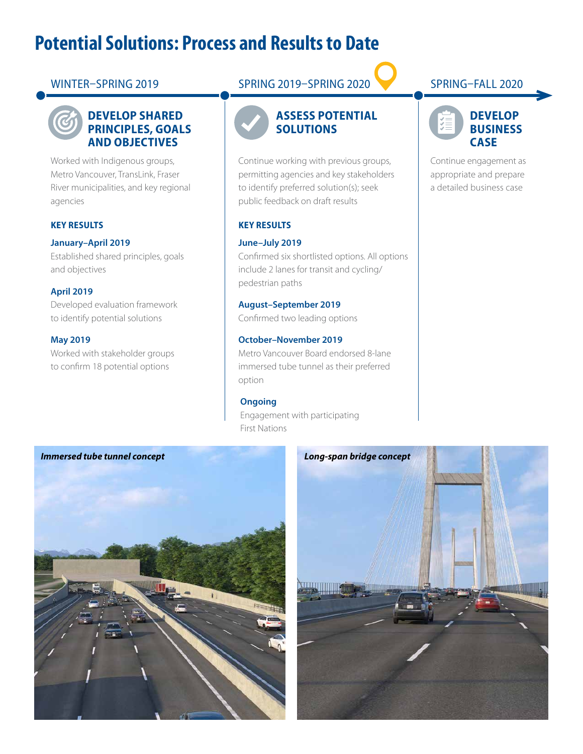# Potential Solutions: Process and Results to Date

## WINTER–SPRING 2019

### DEVELOP SHARED PRINCIPLES, GOALS AND OBJECTIVES

Worked with Indigenous groups, Metro Vancouver, TransLink, Fraser River municipalities, and key regional agencies

**KEY RESULTS**

**January–April 2019**
Established shared principles, goals and objectives

**April 2019**
Developed evaluation framework to identify potential solutions

**May 2019**
Worked with stakeholder groups to confirm 18 potential options

## SPRING 2019–SPRING 2020

### ASSESS POTENTIAL SOLUTIONS

Continue working with previous groups, permitting agencies and key stakeholders to identify preferred solution(s); seek public feedback on draft results

**KEY RESULTS**

**June–July 2019**
Confirmed six shortlisted options. All options include 2 lanes for transit and cycling/pedestrian paths

**August–September 2019**
Confirmed two leading options

**October–November 2019**
Metro Vancouver Board endorsed 8-lane immersed tube tunnel as their preferred option

**Ongoing**
Engagement with participating First Nations

## SPRING–FALL 2020

### DEVELOP BUSINESS CASE

Continue engagement as appropriate and prepare a detailed business case

*Immersed tube tunnel concept*

*Long-span bridge concept*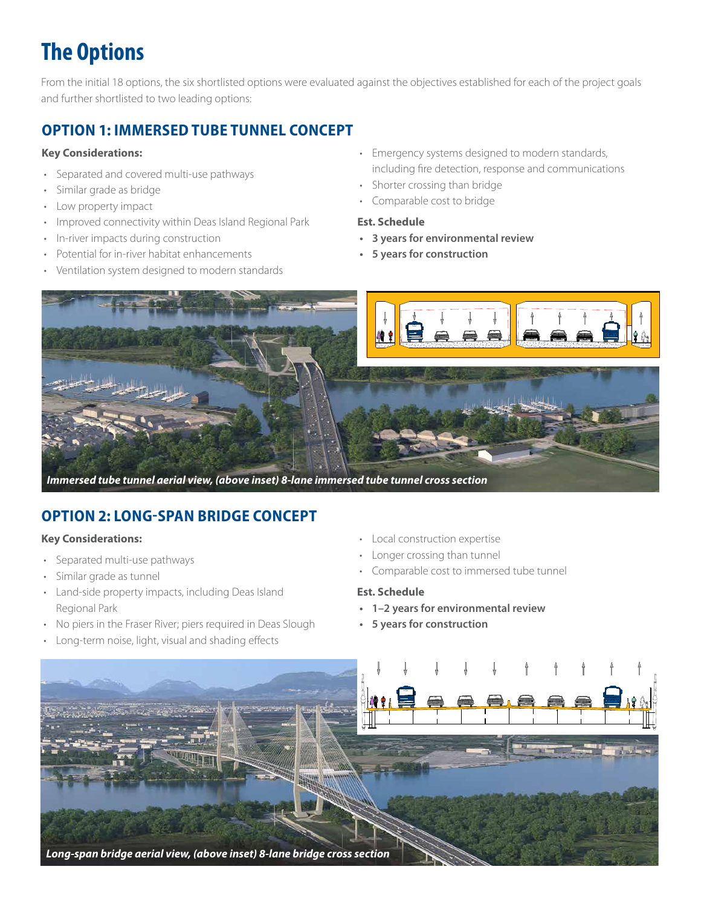# The Options

From the initial 18 options, the six shortlisted options were evaluated against the objectives established for each of the project goals and further shortlisted to two leading options:

## OPTION 1: IMMERSED TUBE TUNNEL CONCEPT

**Key Considerations:**

- Separated and covered multi-use pathways
- Similar grade as bridge
- Low property impact
- Improved connectivity within Deas Island Regional Park
- In-river impacts during construction
- Potential for in-river habitat enhancements
- Ventilation system designed to modern standards
- Emergency systems designed to modern standards, including fire detection, response and communications
- Shorter crossing than bridge
- Comparable cost to bridge

**Est. Schedule**

- **3 years for environmental review**
- **5 years for construction**

***Immersed tube tunnel aerial view, (above inset) 8-lane immersed tube tunnel cross section***

## OPTION 2: LONG-SPAN BRIDGE CONCEPT

**Key Considerations:**

- Separated multi-use pathways
- Similar grade as tunnel
- Land-side property impacts, including Deas Island Regional Park
- No piers in the Fraser River; piers required in Deas Slough
- Long-term noise, light, visual and shading effects
- Local construction expertise
- Longer crossing than tunnel
- Comparable cost to immersed tube tunnel

**Est. Schedule**

- **1–2 years for environmental review**
- **5 years for construction**

***Long-span bridge aerial view, (above inset) 8-lane bridge cross section***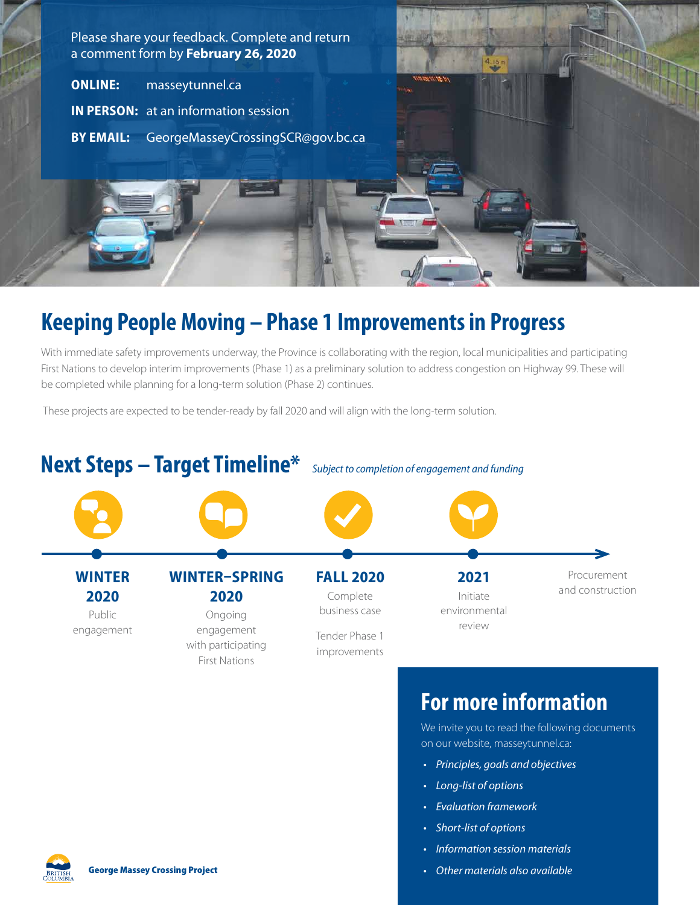Please share your feedback. Complete and return a comment form by **February 26, 2020**

**ONLINE:** masseytunnel.ca

**IN PERSON:** at an information session

**BY EMAIL:** GeorgeMasseyCrossingSCR@gov.bc.ca

## Keeping People Moving – Phase 1 Improvements in Progress

With immediate safety improvements underway, the Province is collaborating with the region, local municipalities and participating First Nations to develop interim improvements (Phase 1) as a preliminary solution to address congestion on Highway 99. These will be completed while planning for a long-term solution (Phase 2) continues.

These projects are expected to be tender-ready by fall 2020 and will align with the long-term solution.

## Next Steps – Target Timeline*

*Subject to completion of engagement and funding*

**WINTER 2020**
Public engagement

**WINTER–SPRING 2020**
Ongoing engagement with participating First Nations

**FALL 2020**
Complete business case

Tender Phase 1 improvements

**2021**
Initiate environmental review

Procurement and construction

## For more information

We invite you to read the following documents on our website, masseytunnel.ca:

- *Principles, goals and objectives*
- *Long-list of options*
- *Evaluation framework*
- *Short-list of options*
- *Information session materials*
- *Other materials also available*

**George Massey Crossing Project**